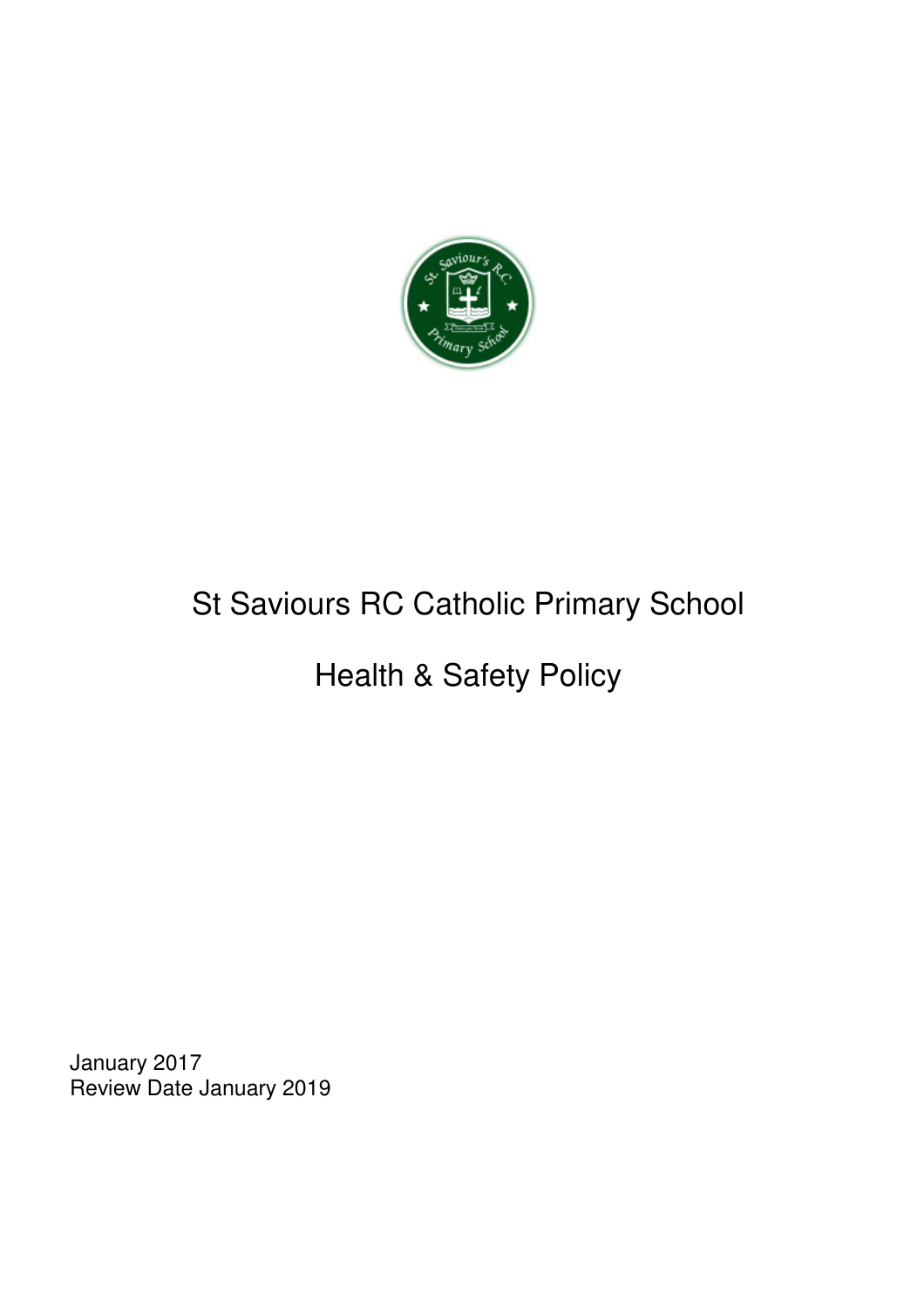# St Saviours RC Catholic Primary School

# Health & Safety Policy

January 2017
Review Date January 2019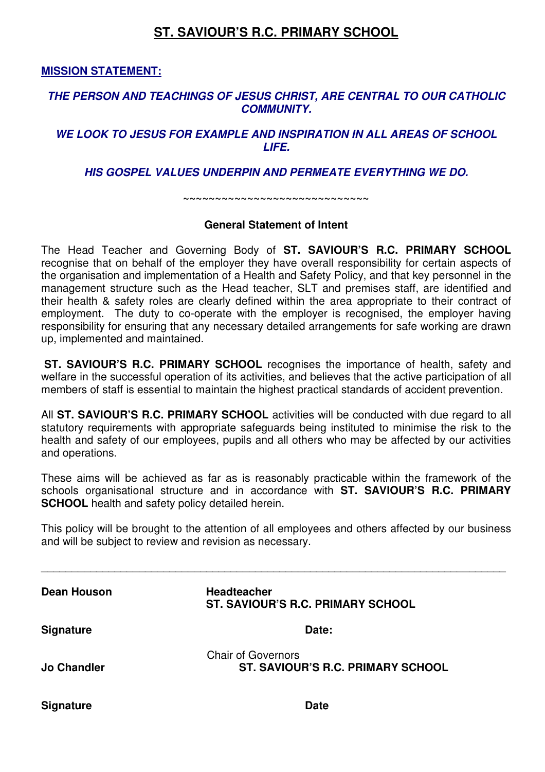# ST. SAVIOUR'S R.C. PRIMARY SCHOOL

**MISSION STATEMENT:**

***THE PERSON AND TEACHINGS OF JESUS CHRIST, ARE CENTRAL TO OUR CATHOLIC COMMUNITY.***

***WE LOOK TO JESUS FOR EXAMPLE AND INSPIRATION IN ALL AREAS OF SCHOOL LIFE.***

***HIS GOSPEL VALUES UNDERPIN AND PERMEATE EVERYTHING WE DO.***

~~~~~~~~~~~~~~~~~~~~~~~~~~~~~~

**General Statement of Intent**

The Head Teacher and Governing Body of **ST. SAVIOUR'S R.C. PRIMARY SCHOOL** recognise that on behalf of the employer they have overall responsibility for certain aspects of the organisation and implementation of a Health and Safety Policy, and that key personnel in the management structure such as the Head teacher, SLT and premises staff, are identified and their health & safety roles are clearly defined within the area appropriate to their contract of employment. The duty to co-operate with the employer is recognised, the employer having responsibility for ensuring that any necessary detailed arrangements for safe working are drawn up, implemented and maintained.

**ST. SAVIOUR'S R.C. PRIMARY SCHOOL** recognises the importance of health, safety and welfare in the successful operation of its activities, and believes that the active participation of all members of staff is essential to maintain the highest practical standards of accident prevention.

All **ST. SAVIOUR'S R.C. PRIMARY SCHOOL** activities will be conducted with due regard to all statutory requirements with appropriate safeguards being instituted to minimise the risk to the health and safety of our employees, pupils and all others who may be affected by our activities and operations.

These aims will be achieved as far as is reasonably practicable within the framework of the schools organisational structure and in accordance with **ST. SAVIOUR'S R.C. PRIMARY SCHOOL** health and safety policy detailed herein.

This policy will be brought to the attention of all employees and others affected by our business and will be subject to review and revision as necessary.

---

**Dean Houson** — **Headteacher, ST. SAVIOUR'S R.C. PRIMARY SCHOOL**

**Signature** **Date:**

**Jo Chandler** — Chair of Governors, **ST. SAVIOUR'S R.C. PRIMARY SCHOOL**

**Signature** **Date**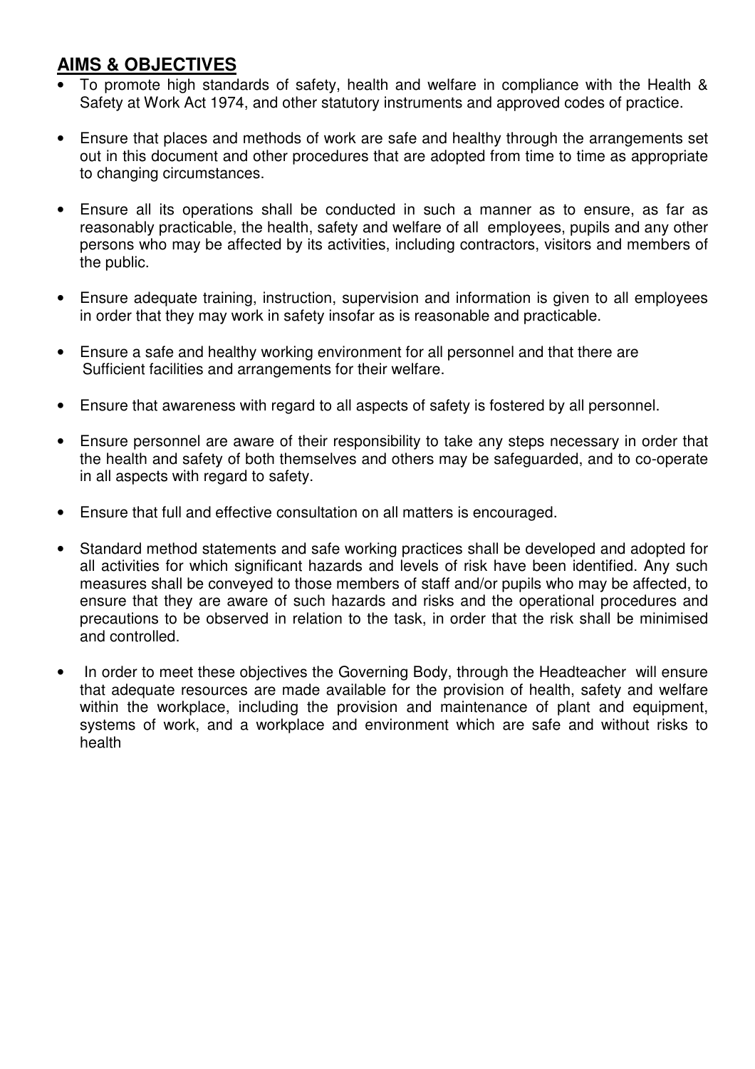## **AIMS & OBJECTIVES**

- To promote high standards of safety, health and welfare in compliance with the Health & Safety at Work Act 1974, and other statutory instruments and approved codes of practice.
- Ensure that places and methods of work are safe and healthy through the arrangements set out in this document and other procedures that are adopted from time to time as appropriate to changing circumstances.
- Ensure all its operations shall be conducted in such a manner as to ensure, as far as reasonably practicable, the health, safety and welfare of all employees, pupils and any other persons who may be affected by its activities, including contractors, visitors and members of the public.
- Ensure adequate training, instruction, supervision and information is given to all employees in order that they may work in safety insofar as is reasonable and practicable.
- Ensure a safe and healthy working environment for all personnel and that there are Sufficient facilities and arrangements for their welfare.
- Ensure that awareness with regard to all aspects of safety is fostered by all personnel.
- Ensure personnel are aware of their responsibility to take any steps necessary in order that the health and safety of both themselves and others may be safeguarded, and to co-operate in all aspects with regard to safety.
- Ensure that full and effective consultation on all matters is encouraged.
- Standard method statements and safe working practices shall be developed and adopted for all activities for which significant hazards and levels of risk have been identified. Any such measures shall be conveyed to those members of staff and/or pupils who may be affected, to ensure that they are aware of such hazards and risks and the operational procedures and precautions to be observed in relation to the task, in order that the risk shall be minimised and controlled.
- In order to meet these objectives the Governing Body, through the Headteacher will ensure that adequate resources are made available for the provision of health, safety and welfare within the workplace, including the provision and maintenance of plant and equipment, systems of work, and a workplace and environment which are safe and without risks to health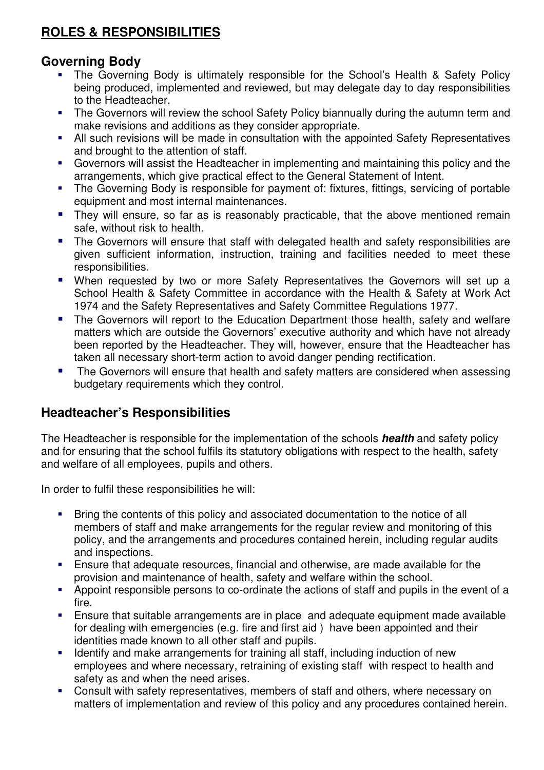## **ROLES & RESPONSIBILITIES**

### Governing Body

- The Governing Body is ultimately responsible for the School's Health & Safety Policy being produced, implemented and reviewed, but may delegate day to day responsibilities to the Headteacher.
- The Governors will review the school Safety Policy biannually during the autumn term and make revisions and additions as they consider appropriate.
- All such revisions will be made in consultation with the appointed Safety Representatives and brought to the attention of staff.
- Governors will assist the Headteacher in implementing and maintaining this policy and the arrangements, which give practical effect to the General Statement of Intent.
- The Governing Body is responsible for payment of: fixtures, fittings, servicing of portable equipment and most internal maintenances.
- They will ensure, so far as is reasonably practicable, that the above mentioned remain safe, without risk to health.
- The Governors will ensure that staff with delegated health and safety responsibilities are given sufficient information, instruction, training and facilities needed to meet these responsibilities.
- When requested by two or more Safety Representatives the Governors will set up a School Health & Safety Committee in accordance with the Health & Safety at Work Act 1974 and the Safety Representatives and Safety Committee Regulations 1977.
- The Governors will report to the Education Department those health, safety and welfare matters which are outside the Governors' executive authority and which have not already been reported by the Headteacher. They will, however, ensure that the Headteacher has taken all necessary short-term action to avoid danger pending rectification.
- The Governors will ensure that health and safety matters are considered when assessing budgetary requirements which they control.

### Headteacher's Responsibilities

The Headteacher is responsible for the implementation of the schools ***health*** and safety policy and for ensuring that the school fulfils its statutory obligations with respect to the health, safety and welfare of all employees, pupils and others.

In order to fulfil these responsibilities he will:

- Bring the contents of this policy and associated documentation to the notice of all members of staff and make arrangements for the regular review and monitoring of this policy, and the arrangements and procedures contained herein, including regular audits and inspections.
- Ensure that adequate resources, financial and otherwise, are made available for the provision and maintenance of health, safety and welfare within the school.
- Appoint responsible persons to co-ordinate the actions of staff and pupils in the event of a fire.
- Ensure that suitable arrangements are in place and adequate equipment made available for dealing with emergencies (e.g. fire and first aid ) have been appointed and their identities made known to all other staff and pupils.
- Identify and make arrangements for training all staff, including induction of new employees and where necessary, retraining of existing staff with respect to health and safety as and when the need arises.
- Consult with safety representatives, members of staff and others, where necessary on matters of implementation and review of this policy and any procedures contained herein.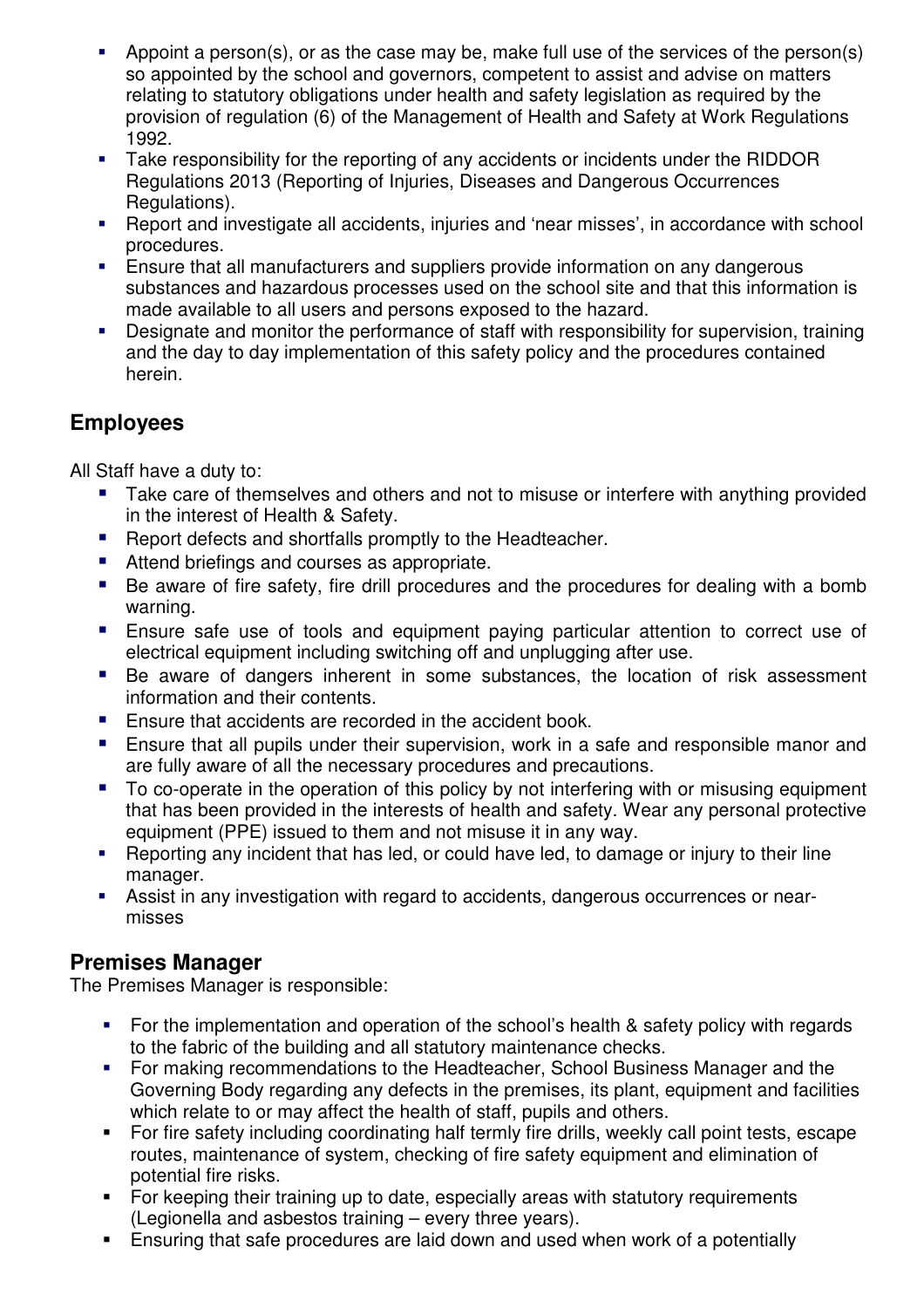- Appoint a person(s), or as the case may be, make full use of the services of the person(s) so appointed by the school and governors, competent to assist and advise on matters relating to statutory obligations under health and safety legislation as required by the provision of regulation (6) of the Management of Health and Safety at Work Regulations 1992.
- Take responsibility for the reporting of any accidents or incidents under the RIDDOR Regulations 2013 (Reporting of Injuries, Diseases and Dangerous Occurrences Regulations).
- Report and investigate all accidents, injuries and 'near misses', in accordance with school procedures.
- Ensure that all manufacturers and suppliers provide information on any dangerous substances and hazardous processes used on the school site and that this information is made available to all users and persons exposed to the hazard.
- Designate and monitor the performance of staff with responsibility for supervision, training and the day to day implementation of this safety policy and the procedures contained herein.

## Employees

All Staff have a duty to:

- Take care of themselves and others and not to misuse or interfere with anything provided in the interest of Health & Safety.
- Report defects and shortfalls promptly to the Headteacher.
- Attend briefings and courses as appropriate.
- Be aware of fire safety, fire drill procedures and the procedures for dealing with a bomb warning.
- Ensure safe use of tools and equipment paying particular attention to correct use of electrical equipment including switching off and unplugging after use.
- Be aware of dangers inherent in some substances, the location of risk assessment information and their contents.
- Ensure that accidents are recorded in the accident book.
- Ensure that all pupils under their supervision, work in a safe and responsible manor and are fully aware of all the necessary procedures and precautions.
- To co-operate in the operation of this policy by not interfering with or misusing equipment that has been provided in the interests of health and safety. Wear any personal protective equipment (PPE) issued to them and not misuse it in any way.
- Reporting any incident that has led, or could have led, to damage or injury to their line manager.
- Assist in any investigation with regard to accidents, dangerous occurrences or near-misses

## Premises Manager

The Premises Manager is responsible:

- For the implementation and operation of the school's health & safety policy with regards to the fabric of the building and all statutory maintenance checks.
- For making recommendations to the Headteacher, School Business Manager and the Governing Body regarding any defects in the premises, its plant, equipment and facilities which relate to or may affect the health of staff, pupils and others.
- For fire safety including coordinating half termly fire drills, weekly call point tests, escape routes, maintenance of system, checking of fire safety equipment and elimination of potential fire risks.
- For keeping their training up to date, especially areas with statutory requirements (Legionella and asbestos training – every three years).
- Ensuring that safe procedures are laid down and used when work of a potentially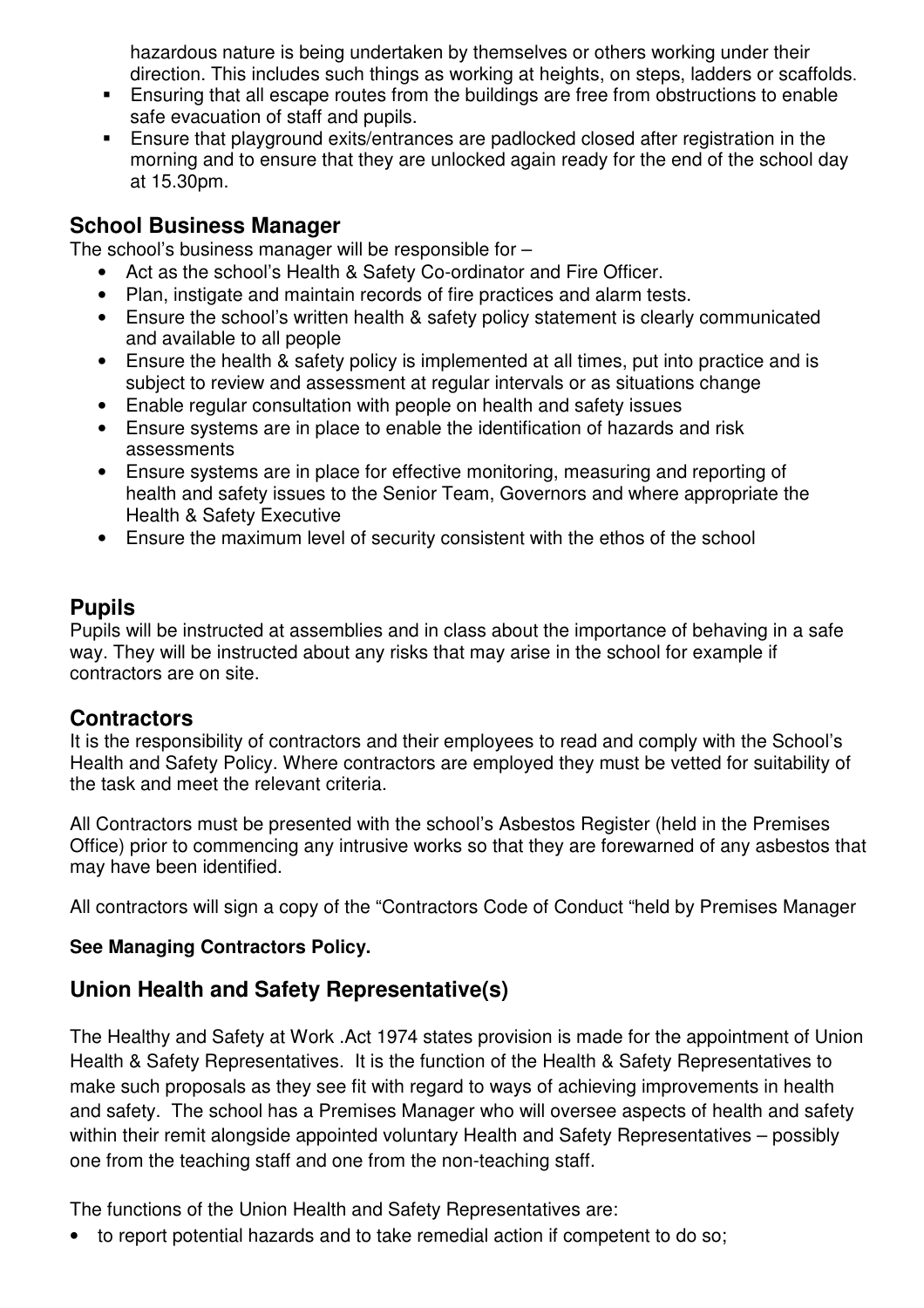hazardous nature is being undertaken by themselves or others working under their direction. This includes such things as working at heights, on steps, ladders or scaffolds.

- Ensuring that all escape routes from the buildings are free from obstructions to enable safe evacuation of staff and pupils.
- Ensure that playground exits/entrances are padlocked closed after registration in the morning and to ensure that they are unlocked again ready for the end of the school day at 15.30pm.

## School Business Manager

The school's business manager will be responsible for –

- Act as the school's Health & Safety Co-ordinator and Fire Officer.
- Plan, instigate and maintain records of fire practices and alarm tests.
- Ensure the school's written health & safety policy statement is clearly communicated and available to all people
- Ensure the health & safety policy is implemented at all times, put into practice and is subject to review and assessment at regular intervals or as situations change
- Enable regular consultation with people on health and safety issues
- Ensure systems are in place to enable the identification of hazards and risk assessments
- Ensure systems are in place for effective monitoring, measuring and reporting of health and safety issues to the Senior Team, Governors and where appropriate the Health & Safety Executive
- Ensure the maximum level of security consistent with the ethos of the school

## Pupils

Pupils will be instructed at assemblies and in class about the importance of behaving in a safe way. They will be instructed about any risks that may arise in the school for example if contractors are on site.

## Contractors

It is the responsibility of contractors and their employees to read and comply with the School's Health and Safety Policy. Where contractors are employed they must be vetted for suitability of the task and meet the relevant criteria.

All Contractors must be presented with the school's Asbestos Register (held in the Premises Office) prior to commencing any intrusive works so that they are forewarned of any asbestos that may have been identified.

All contractors will sign a copy of the "Contractors Code of Conduct "held by Premises Manager

**See Managing Contractors Policy.**

## Union Health and Safety Representative(s)

The Healthy and Safety at Work .Act 1974 states provision is made for the appointment of Union Health & Safety Representatives. It is the function of the Health & Safety Representatives to make such proposals as they see fit with regard to ways of achieving improvements in health and safety. The school has a Premises Manager who will oversee aspects of health and safety within their remit alongside appointed voluntary Health and Safety Representatives – possibly one from the teaching staff and one from the non-teaching staff.

The functions of the Union Health and Safety Representatives are:

- to report potential hazards and to take remedial action if competent to do so;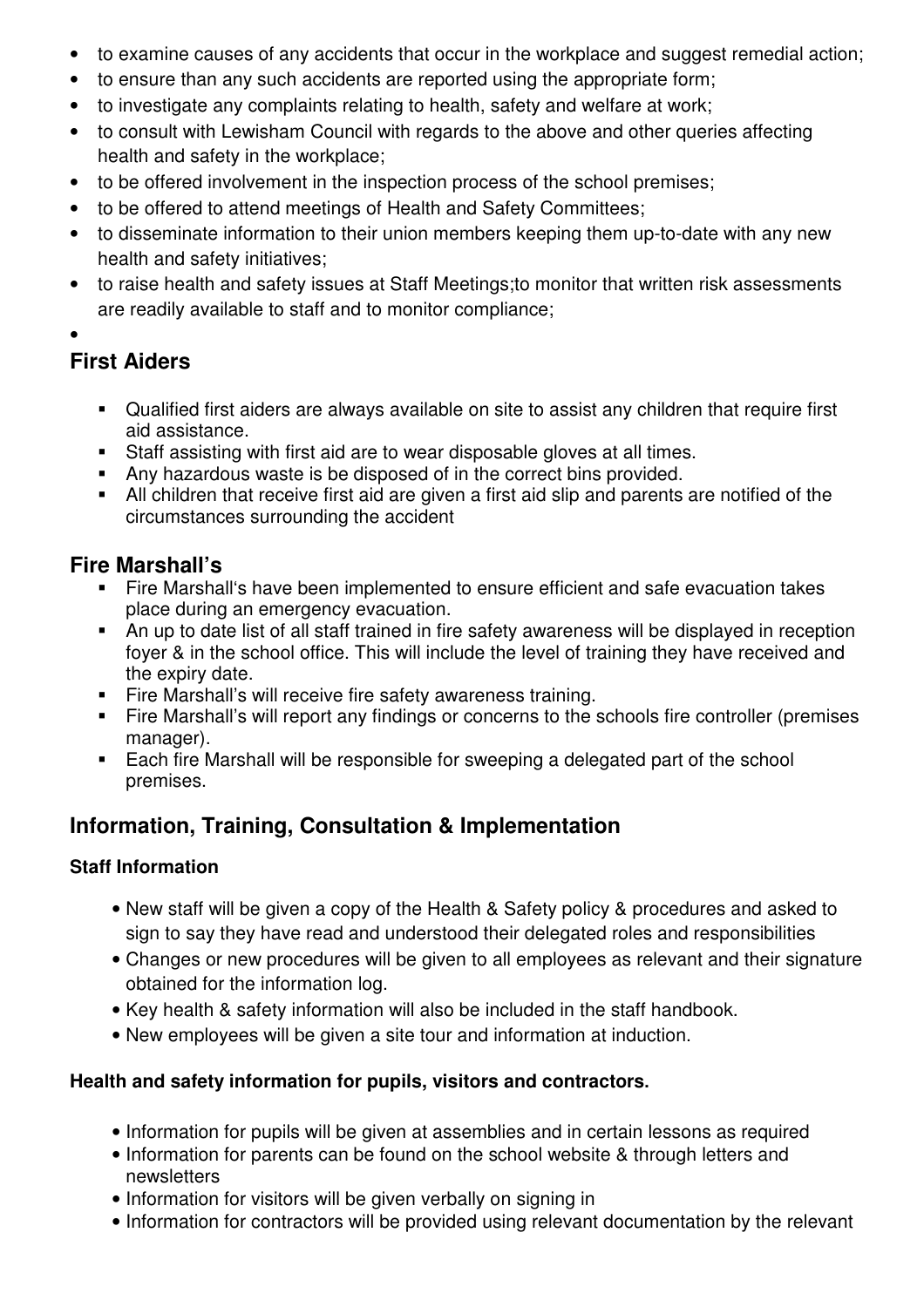- to examine causes of any accidents that occur in the workplace and suggest remedial action;
- to ensure than any such accidents are reported using the appropriate form;
- to investigate any complaints relating to health, safety and welfare at work;
- to consult with Lewisham Council with regards to the above and other queries affecting health and safety in the workplace;
- to be offered involvement in the inspection process of the school premises;
- to be offered to attend meetings of Health and Safety Committees;
- to disseminate information to their union members keeping them up-to-date with any new health and safety initiatives;
- to raise health and safety issues at Staff Meetings;to monitor that written risk assessments are readily available to staff and to monitor compliance;
- 

## First Aiders

- Qualified first aiders are always available on site to assist any children that require first aid assistance.
- Staff assisting with first aid are to wear disposable gloves at all times.
- Any hazardous waste is be disposed of in the correct bins provided.
- All children that receive first aid are given a first aid slip and parents are notified of the circumstances surrounding the accident

## Fire Marshall's

- Fire Marshall's have been implemented to ensure efficient and safe evacuation takes place during an emergency evacuation.
- An up to date list of all staff trained in fire safety awareness will be displayed in reception foyer & in the school office. This will include the level of training they have received and the expiry date.
- Fire Marshall's will receive fire safety awareness training.
- Fire Marshall's will report any findings or concerns to the schools fire controller (premises manager).
- Each fire Marshall will be responsible for sweeping a delegated part of the school premises.

## Information, Training, Consultation & Implementation

### Staff Information

- New staff will be given a copy of the Health & Safety policy & procedures and asked to sign to say they have read and understood their delegated roles and responsibilities
- Changes or new procedures will be given to all employees as relevant and their signature obtained for the information log.
- Key health & safety information will also be included in the staff handbook.
- New employees will be given a site tour and information at induction.

### Health and safety information for pupils, visitors and contractors.

- Information for pupils will be given at assemblies and in certain lessons as required
- Information for parents can be found on the school website & through letters and newsletters
- Information for visitors will be given verbally on signing in
- Information for contractors will be provided using relevant documentation by the relevant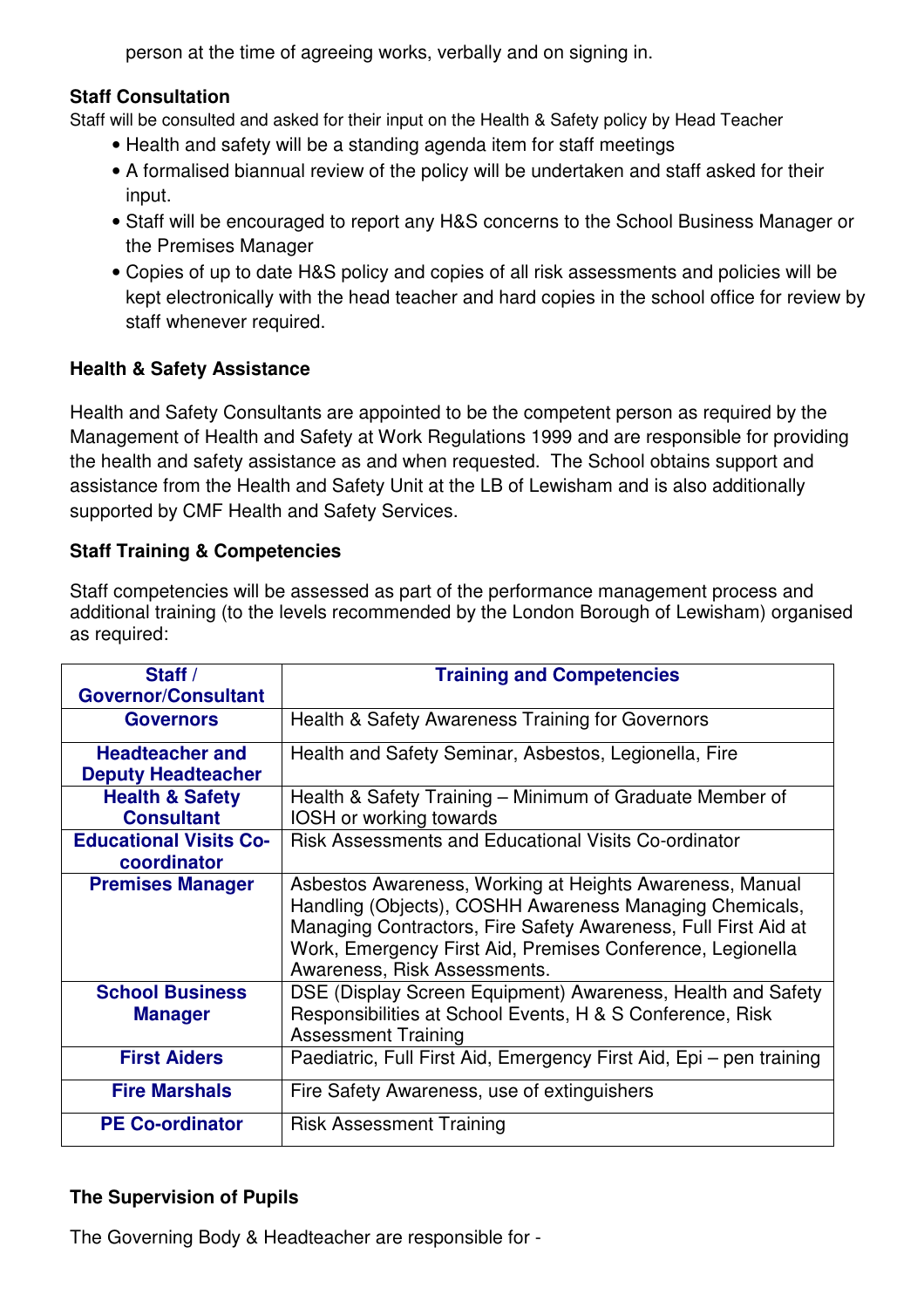person at the time of agreeing works, verbally and on signing in.

**Staff Consultation**

Staff will be consulted and asked for their input on the Health & Safety policy by Head Teacher

- Health and safety will be a standing agenda item for staff meetings
- A formalised biannual review of the policy will be undertaken and staff asked for their input.
- Staff will be encouraged to report any H&S concerns to the School Business Manager or the Premises Manager
- Copies of up to date H&S policy and copies of all risk assessments and policies will be kept electronically with the head teacher and hard copies in the school office for review by staff whenever required.

**Health & Safety Assistance**

Health and Safety Consultants are appointed to be the competent person as required by the Management of Health and Safety at Work Regulations 1999 and are responsible for providing the health and safety assistance as and when requested. The School obtains support and assistance from the Health and Safety Unit at the LB of Lewisham and is also additionally supported by CMF Health and Safety Services.

**Staff Training & Competencies**

Staff competencies will be assessed as part of the performance management process and additional training (to the levels recommended by the London Borough of Lewisham) organised as required:

| Staff / Governor/Consultant | Training and Competencies |
|---|---|
| Governors | Health & Safety Awareness Training for Governors |
| Headteacher and Deputy Headteacher | Health and Safety Seminar, Asbestos, Legionella, Fire |
| Health & Safety Consultant | Health & Safety Training – Minimum of Graduate Member of IOSH or working towards |
| Educational Visits Co-coordinator | Risk Assessments and Educational Visits Co-ordinator |
| Premises Manager | Asbestos Awareness, Working at Heights Awareness, Manual Handling (Objects), COSHH Awareness Managing Chemicals, Managing Contractors, Fire Safety Awareness, Full First Aid at Work, Emergency First Aid, Premises Conference, Legionella Awareness, Risk Assessments. |
| School Business Manager | DSE (Display Screen Equipment) Awareness, Health and Safety Responsibilities at School Events, H & S Conference, Risk Assessment Training |
| First Aiders | Paediatric, Full First Aid, Emergency First Aid, Epi – pen training |
| Fire Marshals | Fire Safety Awareness, use of extinguishers |
| PE Co-ordinator | Risk Assessment Training |

**The Supervision of Pupils**

The Governing Body & Headteacher are responsible for -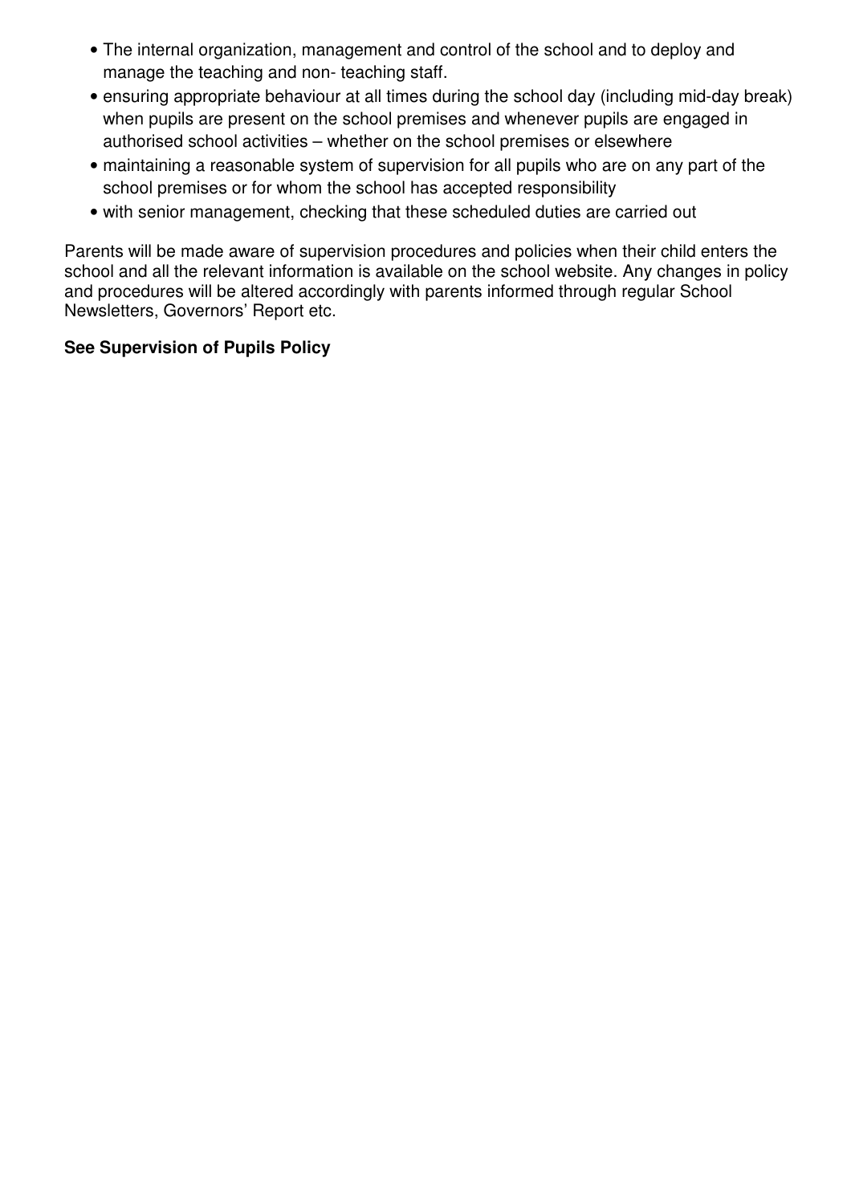- The internal organization, management and control of the school and to deploy and manage the teaching and non- teaching staff.
- ensuring appropriate behaviour at all times during the school day (including mid-day break) when pupils are present on the school premises and whenever pupils are engaged in authorised school activities – whether on the school premises or elsewhere
- maintaining a reasonable system of supervision for all pupils who are on any part of the school premises or for whom the school has accepted responsibility
- with senior management, checking that these scheduled duties are carried out

Parents will be made aware of supervision procedures and policies when their child enters the school and all the relevant information is available on the school website. Any changes in policy and procedures will be altered accordingly with parents informed through regular School Newsletters, Governors' Report etc.

**See Supervision of Pupils Policy**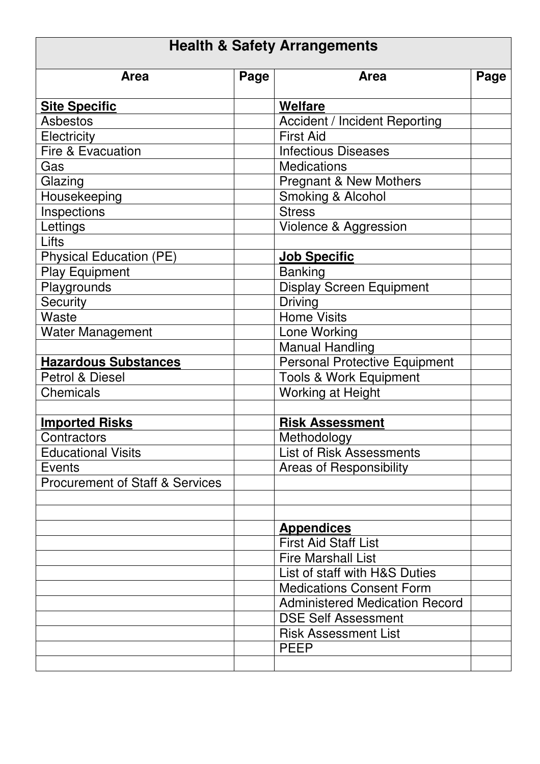| Health & Safety Arrangements | | | |
|---|---|---|---|
| **Area** | **Page** | **Area** | **Page** |
| **Site Specific** | | **Welfare** | |
| Asbestos | | Accident / Incident Reporting | |
| Electricity | | First Aid | |
| Fire & Evacuation | | Infectious Diseases | |
| Gas | | Medications | |
| Glazing | | Pregnant & New Mothers | |
| Housekeeping | | Smoking & Alcohol | |
| Inspections | | Stress | |
| Lettings | | Violence & Aggression | |
| Lifts | | | |
| Physical Education (PE) | | **Job Specific** | |
| Play Equipment | | Banking | |
| Playgrounds | | Display Screen Equipment | |
| Security | | Driving | |
| Waste | | Home Visits | |
| Water Management | | Lone Working | |
| | | Manual Handling | |
| **Hazardous Substances** | | Personal Protective Equipment | |
| Petrol & Diesel | | Tools & Work Equipment | |
| Chemicals | | Working at Height | |
| | | | |
| **Imported Risks** | | **Risk Assessment** | |
| Contractors | | Methodology | |
| Educational Visits | | List of Risk Assessments | |
| Events | | Areas of Responsibility | |
| Procurement of Staff & Services | | | |
| | | | |
| | | | |
| | | **Appendices** | |
| | | First Aid Staff List | |
| | | Fire Marshall List | |
| | | List of staff with H&S Duties | |
| | | Medications Consent Form | |
| | | Administered Medication Record | |
| | | DSE Self Assessment | |
| | | Risk Assessment List | |
| | | PEEP | |
| | | | |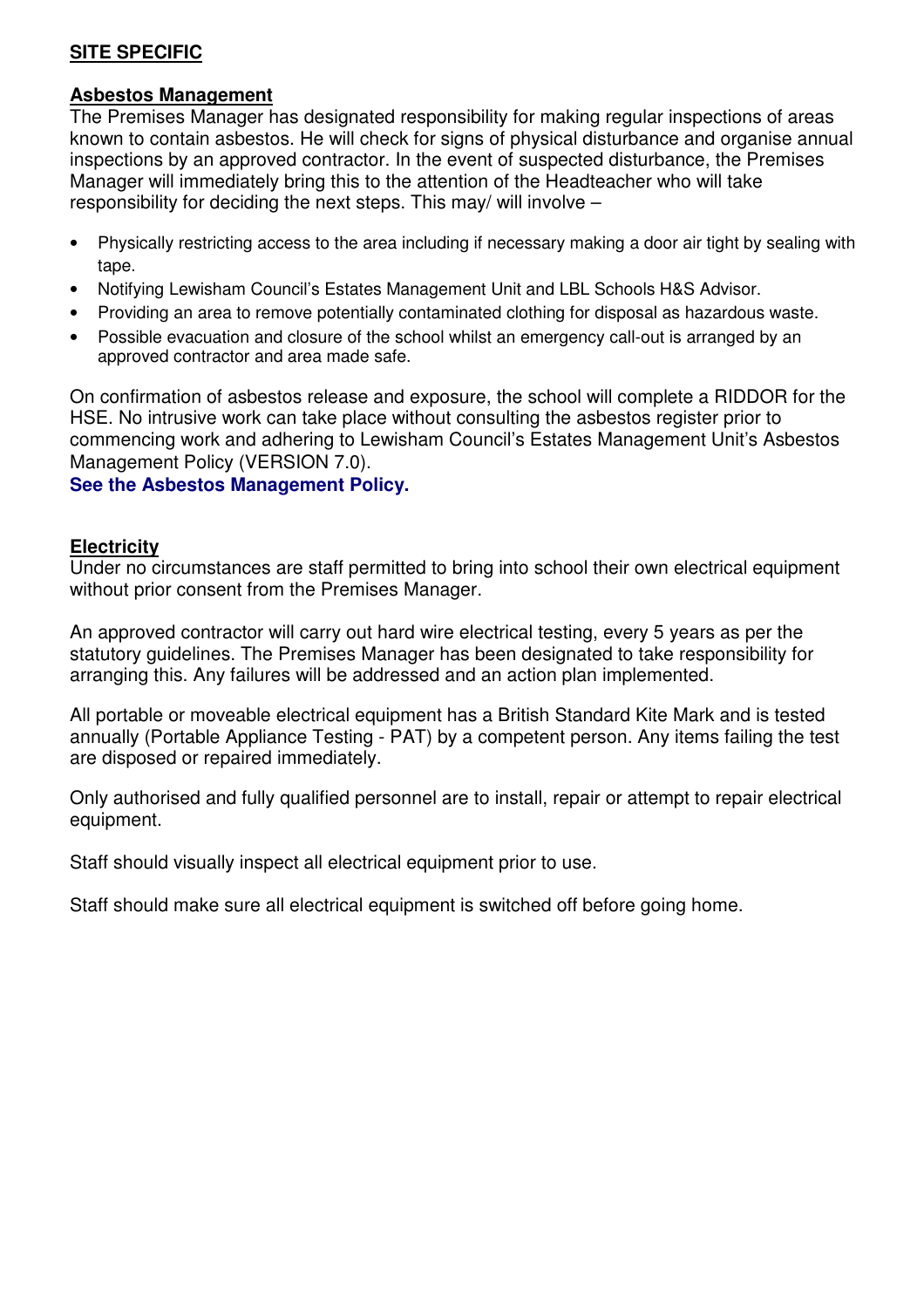## SITE SPECIFIC

### Asbestos Management

The Premises Manager has designated responsibility for making regular inspections of areas known to contain asbestos. He will check for signs of physical disturbance and organise annual inspections by an approved contractor. In the event of suspected disturbance, the Premises Manager will immediately bring this to the attention of the Headteacher who will take responsibility for deciding the next steps. This may/ will involve –

- Physically restricting access to the area including if necessary making a door air tight by sealing with tape.
- Notifying Lewisham Council's Estates Management Unit and LBL Schools H&S Advisor.
- Providing an area to remove potentially contaminated clothing for disposal as hazardous waste.
- Possible evacuation and closure of the school whilst an emergency call-out is arranged by an approved contractor and area made safe.

On confirmation of asbestos release and exposure, the school will complete a RIDDOR for the HSE. No intrusive work can take place without consulting the asbestos register prior to commencing work and adhering to Lewisham Council's Estates Management Unit's Asbestos Management Policy (VERSION 7.0).

**See the Asbestos Management Policy.**

### Electricity

Under no circumstances are staff permitted to bring into school their own electrical equipment without prior consent from the Premises Manager.

An approved contractor will carry out hard wire electrical testing, every 5 years as per the statutory guidelines. The Premises Manager has been designated to take responsibility for arranging this. Any failures will be addressed and an action plan implemented.

All portable or moveable electrical equipment has a British Standard Kite Mark and is tested annually (Portable Appliance Testing - PAT) by a competent person. Any items failing the test are disposed or repaired immediately.

Only authorised and fully qualified personnel are to install, repair or attempt to repair electrical equipment.

Staff should visually inspect all electrical equipment prior to use.

Staff should make sure all electrical equipment is switched off before going home.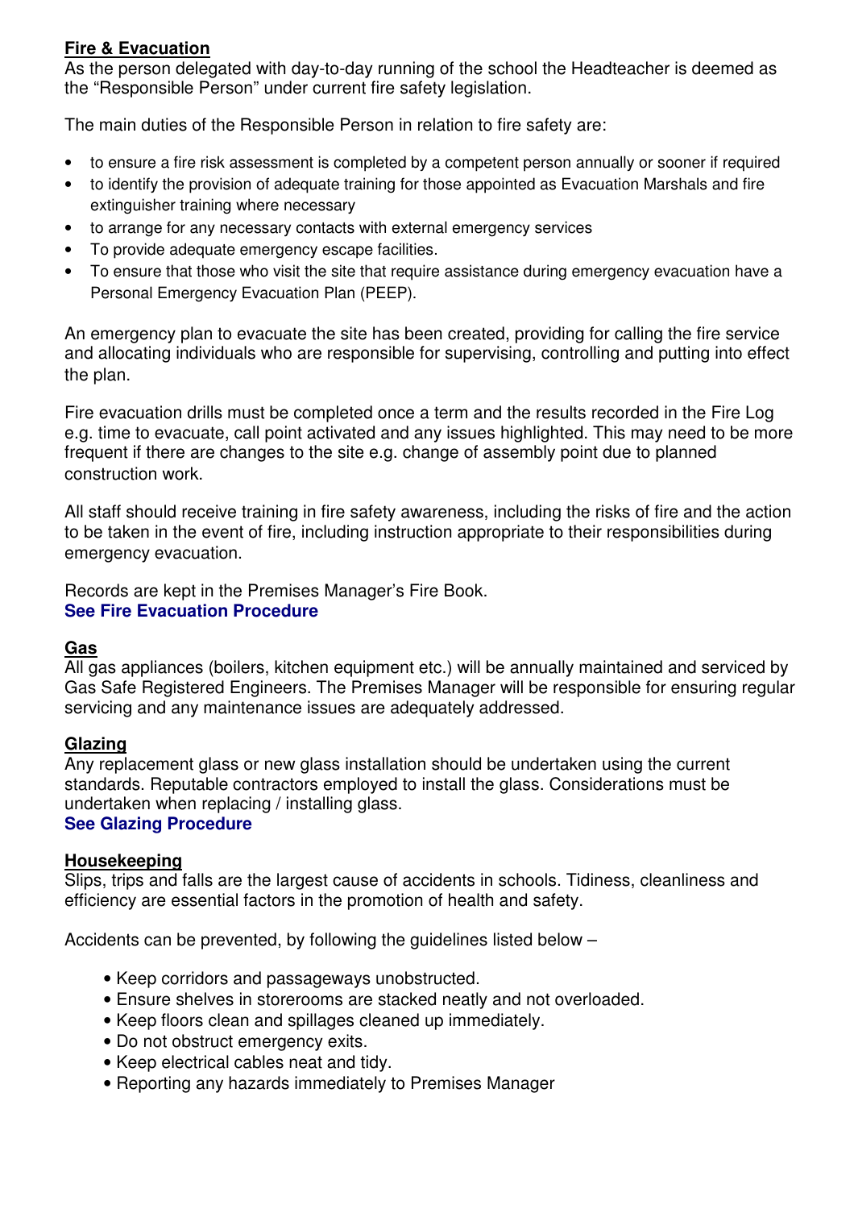**Fire & Evacuation**

As the person delegated with day-to-day running of the school the Headteacher is deemed as the "Responsible Person" under current fire safety legislation.

The main duties of the Responsible Person in relation to fire safety are:

- to ensure a fire risk assessment is completed by a competent person annually or sooner if required
- to identify the provision of adequate training for those appointed as Evacuation Marshals and fire extinguisher training where necessary
- to arrange for any necessary contacts with external emergency services
- To provide adequate emergency escape facilities.
- To ensure that those who visit the site that require assistance during emergency evacuation have a Personal Emergency Evacuation Plan (PEEP).

An emergency plan to evacuate the site has been created, providing for calling the fire service and allocating individuals who are responsible for supervising, controlling and putting into effect the plan.

Fire evacuation drills must be completed once a term and the results recorded in the Fire Log e.g. time to evacuate, call point activated and any issues highlighted. This may need to be more frequent if there are changes to the site e.g. change of assembly point due to planned construction work.

All staff should receive training in fire safety awareness, including the risks of fire and the action to be taken in the event of fire, including instruction appropriate to their responsibilities during emergency evacuation.

Records are kept in the Premises Manager's Fire Book.
**See Fire Evacuation Procedure**

**Gas**

All gas appliances (boilers, kitchen equipment etc.) will be annually maintained and serviced by Gas Safe Registered Engineers. The Premises Manager will be responsible for ensuring regular servicing and any maintenance issues are adequately addressed.

**Glazing**

Any replacement glass or new glass installation should be undertaken using the current standards. Reputable contractors employed to install the glass. Considerations must be undertaken when replacing / installing glass.
**See Glazing Procedure**

**Housekeeping**

Slips, trips and falls are the largest cause of accidents in schools. Tidiness, cleanliness and efficiency are essential factors in the promotion of health and safety.

Accidents can be prevented, by following the guidelines listed below –

- Keep corridors and passageways unobstructed.
- Ensure shelves in storerooms are stacked neatly and not overloaded.
- Keep floors clean and spillages cleaned up immediately.
- Do not obstruct emergency exits.
- Keep electrical cables neat and tidy.
- Reporting any hazards immediately to Premises Manager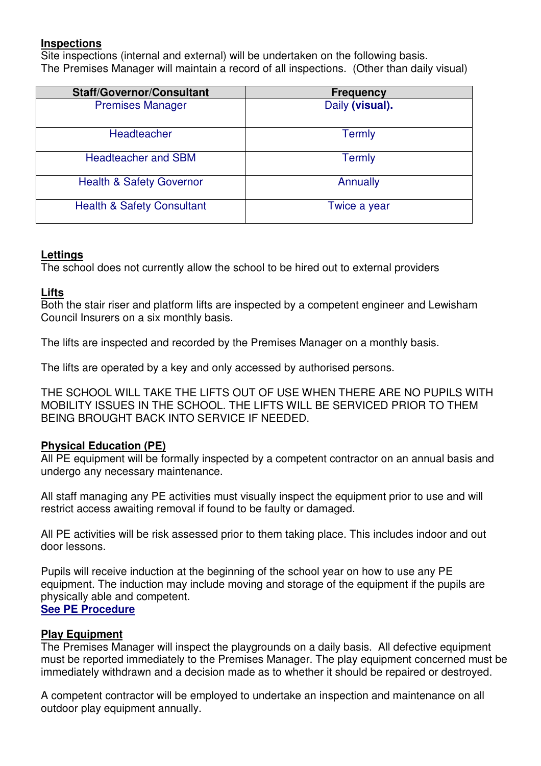**Inspections**

Site inspections (internal and external) will be undertaken on the following basis.
The Premises Manager will maintain a record of all inspections. (Other than daily visual)

| Staff/Governor/Consultant | Frequency |
|---|---|
| Premises Manager | Daily **(visual).** |
| Headteacher | Termly |
| Headteacher and SBM | Termly |
| Health & Safety Governor | Annually |
| Health & Safety Consultant | Twice a year |

**Lettings**

The school does not currently allow the school to be hired out to external providers

**Lifts**

Both the stair riser and platform lifts are inspected by a competent engineer and Lewisham Council Insurers on a six monthly basis.

The lifts are inspected and recorded by the Premises Manager on a monthly basis.

The lifts are operated by a key and only accessed by authorised persons.

THE SCHOOL WILL TAKE THE LIFTS OUT OF USE WHEN THERE ARE NO PUPILS WITH MOBILITY ISSUES IN THE SCHOOL. THE LIFTS WILL BE SERVICED PRIOR TO THEM BEING BROUGHT BACK INTO SERVICE IF NEEDED.

**Physical Education (PE)**

All PE equipment will be formally inspected by a competent contractor on an annual basis and undergo any necessary maintenance.

All staff managing any PE activities must visually inspect the equipment prior to use and will restrict access awaiting removal if found to be faulty or damaged.

All PE activities will be risk assessed prior to them taking place. This includes indoor and out door lessons.

Pupils will receive induction at the beginning of the school year on how to use any PE equipment. The induction may include moving and storage of the equipment if the pupils are physically able and competent.

**See PE Procedure**

**Play Equipment**

The Premises Manager will inspect the playgrounds on a daily basis. All defective equipment must be reported immediately to the Premises Manager. The play equipment concerned must be immediately withdrawn and a decision made as to whether it should be repaired or destroyed.

A competent contractor will be employed to undertake an inspection and maintenance on all outdoor play equipment annually.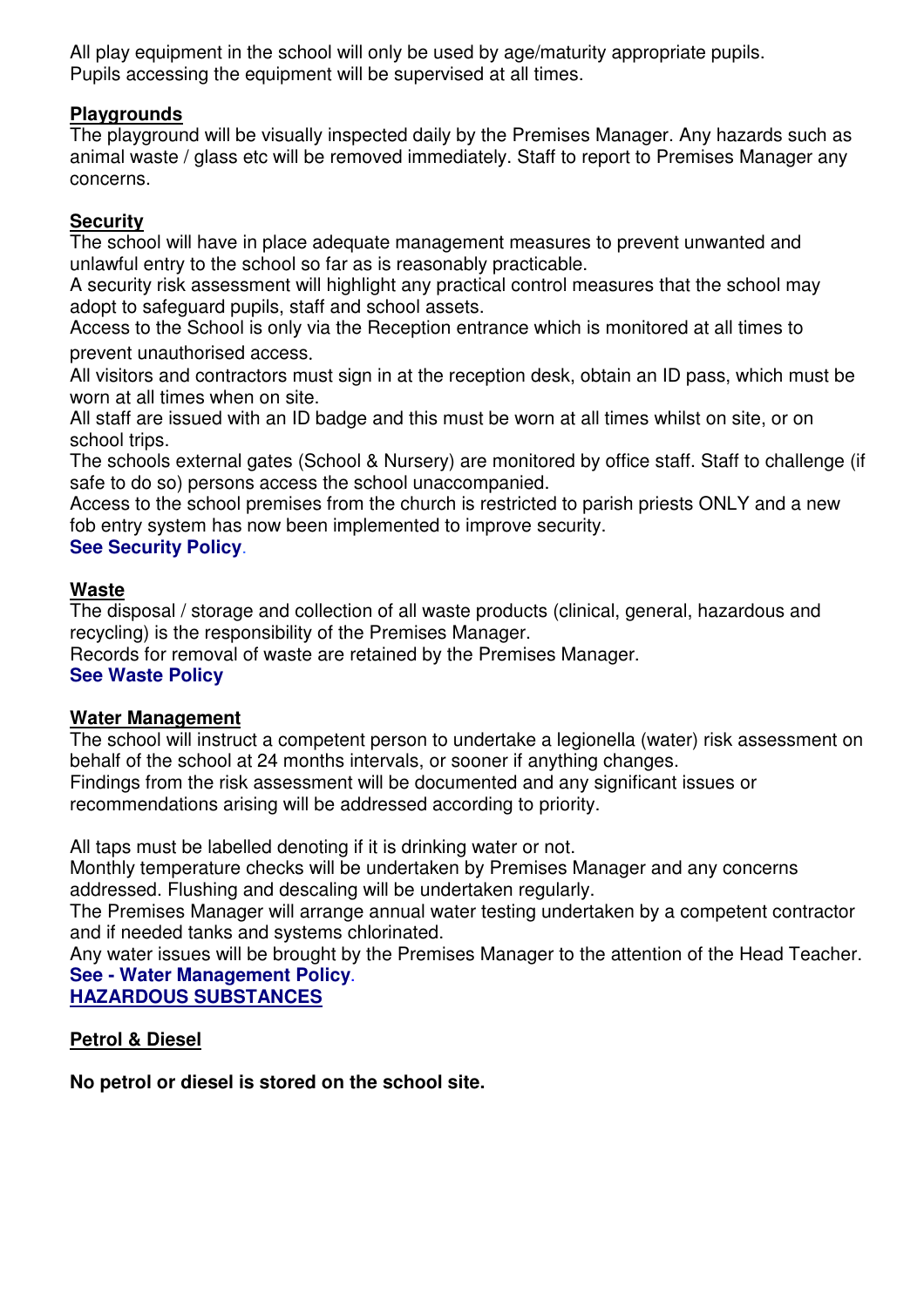All play equipment in the school will only be used by age/maturity appropriate pupils. Pupils accessing the equipment will be supervised at all times.

**Playgrounds**

The playground will be visually inspected daily by the Premises Manager. Any hazards such as animal waste / glass etc will be removed immediately. Staff to report to Premises Manager any concerns.

**Security**

The school will have in place adequate management measures to prevent unwanted and unlawful entry to the school so far as is reasonably practicable.

A security risk assessment will highlight any practical control measures that the school may adopt to safeguard pupils, staff and school assets.

Access to the School is only via the Reception entrance which is monitored at all times to prevent unauthorised access.

All visitors and contractors must sign in at the reception desk, obtain an ID pass, which must be worn at all times when on site.

All staff are issued with an ID badge and this must be worn at all times whilst on site, or on school trips.

The schools external gates (School & Nursery) are monitored by office staff. Staff to challenge (if safe to do so) persons access the school unaccompanied.

Access to the school premises from the church is restricted to parish priests ONLY and a new fob entry system has now been implemented to improve security.

**See Security Policy**.

**Waste**

The disposal / storage and collection of all waste products (clinical, general, hazardous and recycling) is the responsibility of the Premises Manager.

Records for removal of waste are retained by the Premises Manager.

**See Waste Policy**

**Water Management**

The school will instruct a competent person to undertake a legionella (water) risk assessment on behalf of the school at 24 months intervals, or sooner if anything changes.

Findings from the risk assessment will be documented and any significant issues or recommendations arising will be addressed according to priority.

All taps must be labelled denoting if it is drinking water or not.

Monthly temperature checks will be undertaken by Premises Manager and any concerns addressed. Flushing and descaling will be undertaken regularly.

The Premises Manager will arrange annual water testing undertaken by a competent contractor and if needed tanks and systems chlorinated.

Any water issues will be brought by the Premises Manager to the attention of the Head Teacher.

**See - Water Management Policy**.

**HAZARDOUS SUBSTANCES**

**Petrol & Diesel**

**No petrol or diesel is stored on the school site.**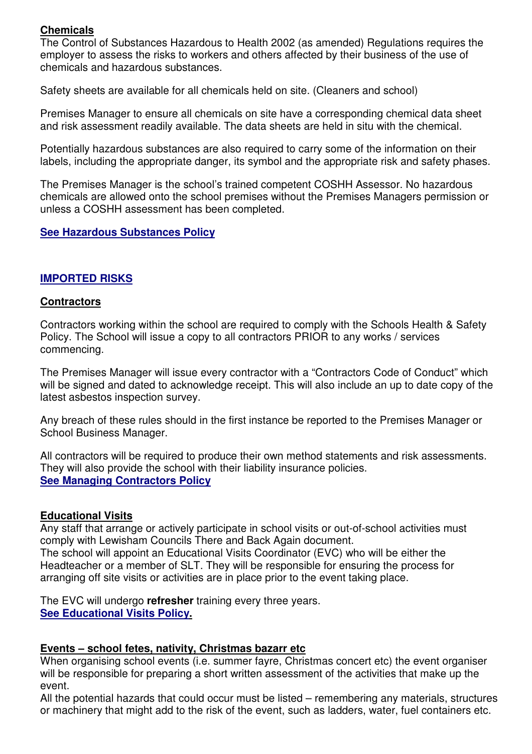**Chemicals**

The Control of Substances Hazardous to Health 2002 (as amended) Regulations requires the employer to assess the risks to workers and others affected by their business of the use of chemicals and hazardous substances.

Safety sheets are available for all chemicals held on site. (Cleaners and school)

Premises Manager to ensure all chemicals on site have a corresponding chemical data sheet and risk assessment readily available. The data sheets are held in situ with the chemical.

Potentially hazardous substances are also required to carry some of the information on their labels, including the appropriate danger, its symbol and the appropriate risk and safety phases.

The Premises Manager is the school's trained competent COSHH Assessor. No hazardous chemicals are allowed onto the school premises without the Premises Managers permission or unless a COSHH assessment has been completed.

**See Hazardous Substances Policy**

## IMPORTED RISKS

**Contractors**

Contractors working within the school are required to comply with the Schools Health & Safety Policy. The School will issue a copy to all contractors PRIOR to any works / services commencing.

The Premises Manager will issue every contractor with a "Contractors Code of Conduct" which will be signed and dated to acknowledge receipt. This will also include an up to date copy of the latest asbestos inspection survey.

Any breach of these rules should in the first instance be reported to the Premises Manager or School Business Manager.

All contractors will be required to produce their own method statements and risk assessments. They will also provide the school with their liability insurance policies.
**See Managing Contractors Policy**

**Educational Visits**

Any staff that arrange or actively participate in school visits or out-of-school activities must comply with Lewisham Councils There and Back Again document.
The school will appoint an Educational Visits Coordinator (EVC) who will be either the Headteacher or a member of SLT. They will be responsible for ensuring the process for arranging off site visits or activities are in place prior to the event taking place.

The EVC will undergo **refresher** training every three years.
**See Educational Visits Policy.**

**Events – school fetes, nativity, Christmas bazarr etc**

When organising school events (i.e. summer fayre, Christmas concert etc) the event organiser will be responsible for preparing a short written assessment of the activities that make up the event.
All the potential hazards that could occur must be listed – remembering any materials, structures or machinery that might add to the risk of the event, such as ladders, water, fuel containers etc.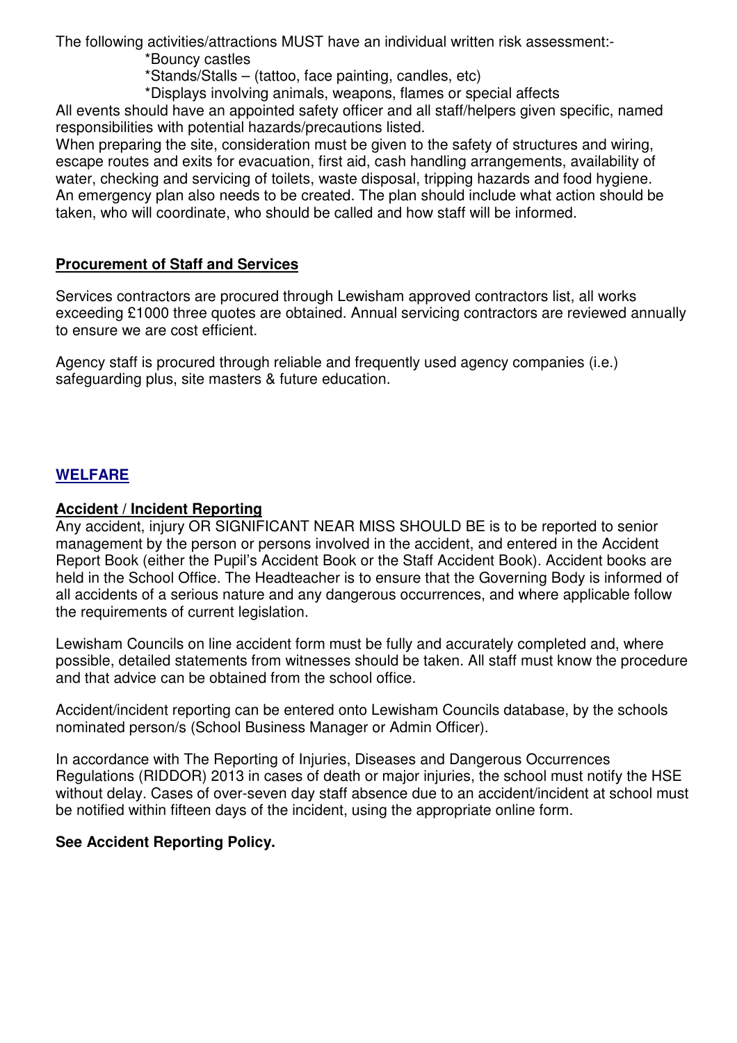The following activities/attractions MUST have an individual written risk assessment:-

*Bouncy castles

*Stands/Stalls – (tattoo, face painting, candles, etc)

*Displays involving animals, weapons, flames or special affects

All events should have an appointed safety officer and all staff/helpers given specific, named responsibilities with potential hazards/precautions listed.

When preparing the site, consideration must be given to the safety of structures and wiring, escape routes and exits for evacuation, first aid, cash handling arrangements, availability of water, checking and servicing of toilets, waste disposal, tripping hazards and food hygiene. An emergency plan also needs to be created. The plan should include what action should be taken, who will coordinate, who should be called and how staff will be informed.

**Procurement of Staff and Services**

Services contractors are procured through Lewisham approved contractors list, all works exceeding £1000 three quotes are obtained. Annual servicing contractors are reviewed annually to ensure we are cost efficient.

Agency staff is procured through reliable and frequently used agency companies (i.e.) safeguarding plus, site masters & future education.

## WELFARE

**Accident / Incident Reporting**

Any accident, injury OR SIGNIFICANT NEAR MISS SHOULD BE is to be reported to senior management by the person or persons involved in the accident, and entered in the Accident Report Book (either the Pupil's Accident Book or the Staff Accident Book). Accident books are held in the School Office. The Headteacher is to ensure that the Governing Body is informed of all accidents of a serious nature and any dangerous occurrences, and where applicable follow the requirements of current legislation.

Lewisham Councils on line accident form must be fully and accurately completed and, where possible, detailed statements from witnesses should be taken. All staff must know the procedure and that advice can be obtained from the school office.

Accident/incident reporting can be entered onto Lewisham Councils database, by the schools nominated person/s (School Business Manager or Admin Officer).

In accordance with The Reporting of Injuries, Diseases and Dangerous Occurrences Regulations (RIDDOR) 2013 in cases of death or major injuries, the school must notify the HSE without delay. Cases of over-seven day staff absence due to an accident/incident at school must be notified within fifteen days of the incident, using the appropriate online form.

**See Accident Reporting Policy.**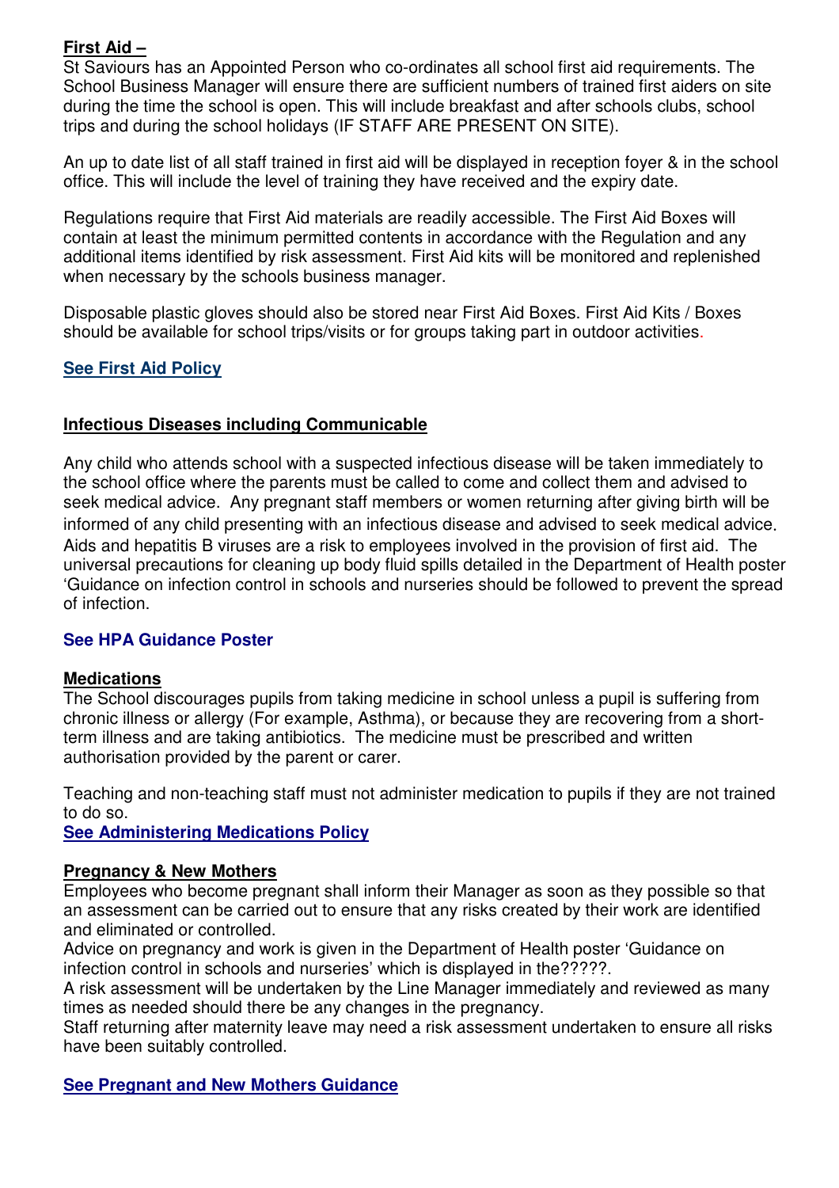**First Aid –**
St Saviours has an Appointed Person who co-ordinates all school first aid requirements. The School Business Manager will ensure there are sufficient numbers of trained first aiders on site during the time the school is open. This will include breakfast and after schools clubs, school trips and during the school holidays (IF STAFF ARE PRESENT ON SITE).

An up to date list of all staff trained in first aid will be displayed in reception foyer & in the school office. This will include the level of training they have received and the expiry date.

Regulations require that First Aid materials are readily accessible. The First Aid Boxes will contain at least the minimum permitted contents in accordance with the Regulation and any additional items identified by risk assessment. First Aid kits will be monitored and replenished when necessary by the schools business manager.

Disposable plastic gloves should also be stored near First Aid Boxes. First Aid Kits / Boxes should be available for school trips/visits or for groups taking part in outdoor activities.

**See First Aid Policy**

**Infectious Diseases including Communicable**

Any child who attends school with a suspected infectious disease will be taken immediately to the school office where the parents must be called to come and collect them and advised to seek medical advice. Any pregnant staff members or women returning after giving birth will be informed of any child presenting with an infectious disease and advised to seek medical advice. Aids and hepatitis B viruses are a risk to employees involved in the provision of first aid. The universal precautions for cleaning up body fluid spills detailed in the Department of Health poster 'Guidance on infection control in schools and nurseries should be followed to prevent the spread of infection.

**See HPA Guidance Poster**

**Medications**
The School discourages pupils from taking medicine in school unless a pupil is suffering from chronic illness or allergy (For example, Asthma), or because they are recovering from a short-term illness and are taking antibiotics. The medicine must be prescribed and written authorisation provided by the parent or carer.

Teaching and non-teaching staff must not administer medication to pupils if they are not trained to do so.
**See Administering Medications Policy**

**Pregnancy & New Mothers**
Employees who become pregnant shall inform their Manager as soon as they possible so that an assessment can be carried out to ensure that any risks created by their work are identified and eliminated or controlled.
Advice on pregnancy and work is given in the Department of Health poster 'Guidance on infection control in schools and nurseries' which is displayed in the?????.
A risk assessment will be undertaken by the Line Manager immediately and reviewed as many times as needed should there be any changes in the pregnancy.
Staff returning after maternity leave may need a risk assessment undertaken to ensure all risks have been suitably controlled.

**See Pregnant and New Mothers Guidance**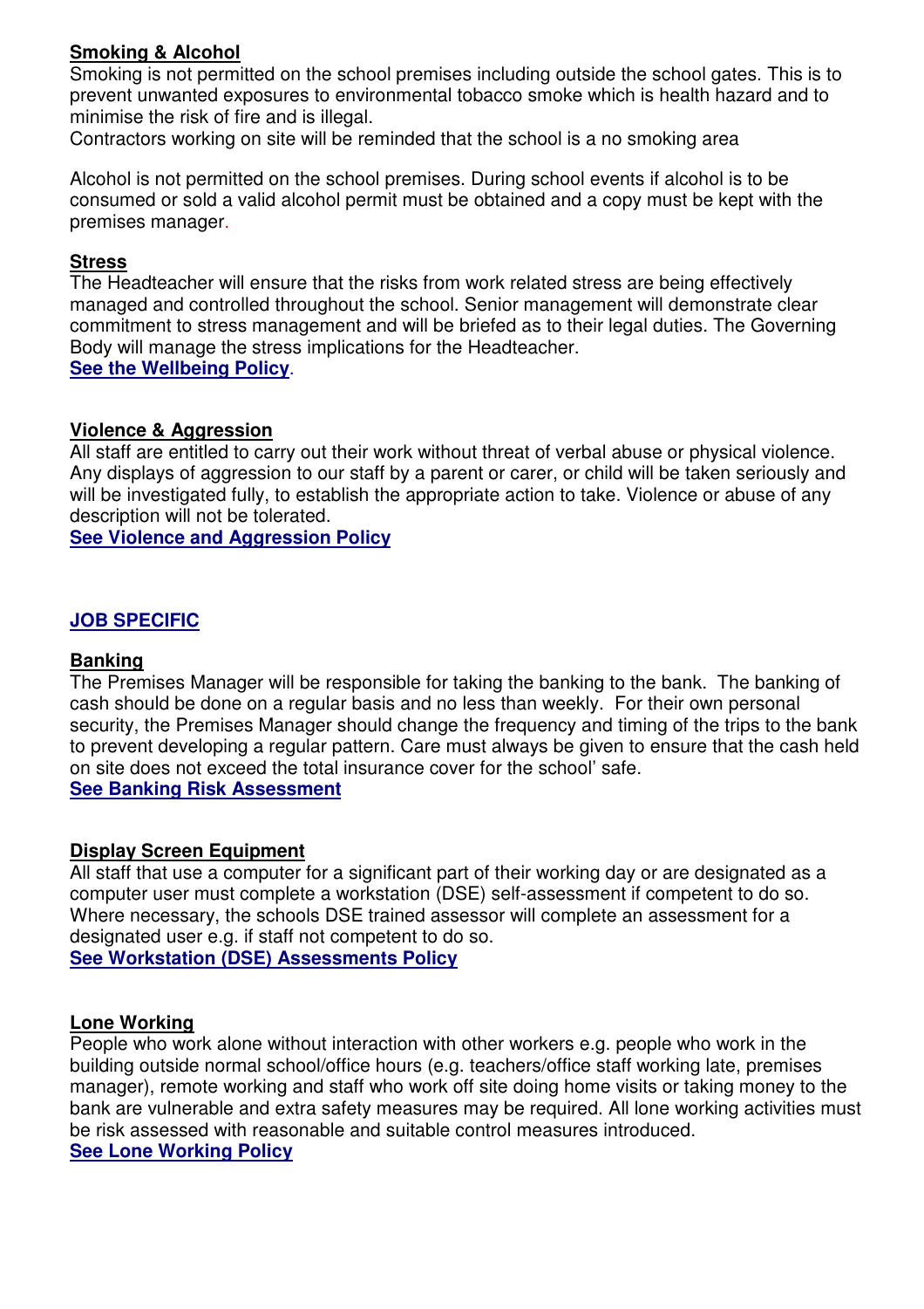**Smoking & Alcohol**

Smoking is not permitted on the school premises including outside the school gates. This is to prevent unwanted exposures to environmental tobacco smoke which is health hazard and to minimise the risk of fire and is illegal.

Contractors working on site will be reminded that the school is a no smoking area

Alcohol is not permitted on the school premises. During school events if alcohol is to be consumed or sold a valid alcohol permit must be obtained and a copy must be kept with the premises manager.

**Stress**

The Headteacher will ensure that the risks from work related stress are being effectively managed and controlled throughout the school. Senior management will demonstrate clear commitment to stress management and will be briefed as to their legal duties. The Governing Body will manage the stress implications for the Headteacher.

**See the Wellbeing Policy**.

**Violence & Aggression**

All staff are entitled to carry out their work without threat of verbal abuse or physical violence. Any displays of aggression to our staff by a parent or carer, or child will be taken seriously and will be investigated fully, to establish the appropriate action to take. Violence or abuse of any description will not be tolerated.

**See Violence and Aggression Policy**

## JOB SPECIFIC

**Banking**

The Premises Manager will be responsible for taking the banking to the bank. The banking of cash should be done on a regular basis and no less than weekly. For their own personal security, the Premises Manager should change the frequency and timing of the trips to the bank to prevent developing a regular pattern. Care must always be given to ensure that the cash held on site does not exceed the total insurance cover for the school' safe.

**See Banking Risk Assessment**

**Display Screen Equipment**

All staff that use a computer for a significant part of their working day or are designated as a computer user must complete a workstation (DSE) self-assessment if competent to do so. Where necessary, the schools DSE trained assessor will complete an assessment for a designated user e.g. if staff not competent to do so.

**See Workstation (DSE) Assessments Policy**

**Lone Working**

People who work alone without interaction with other workers e.g. people who work in the building outside normal school/office hours (e.g. teachers/office staff working late, premises manager), remote working and staff who work off site doing home visits or taking money to the bank are vulnerable and extra safety measures may be required. All lone working activities must be risk assessed with reasonable and suitable control measures introduced.

**See Lone Working Policy**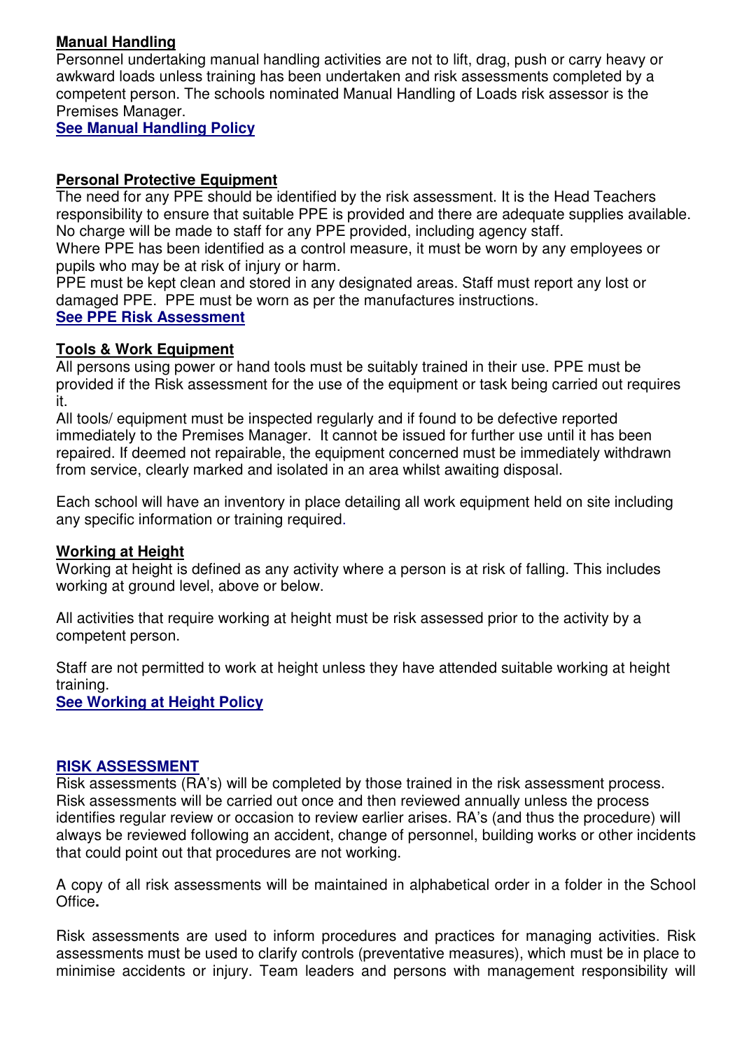**Manual Handling**

Personnel undertaking manual handling activities are not to lift, drag, push or carry heavy or awkward loads unless training has been undertaken and risk assessments completed by a competent person. The schools nominated Manual Handling of Loads risk assessor is the Premises Manager.

**See Manual Handling Policy**

**Personal Protective Equipment**

The need for any PPE should be identified by the risk assessment. It is the Head Teachers responsibility to ensure that suitable PPE is provided and there are adequate supplies available. No charge will be made to staff for any PPE provided, including agency staff.

Where PPE has been identified as a control measure, it must be worn by any employees or pupils who may be at risk of injury or harm.

PPE must be kept clean and stored in any designated areas. Staff must report any lost or damaged PPE. PPE must be worn as per the manufactures instructions.

**See PPE Risk Assessment**

**Tools & Work Equipment**

All persons using power or hand tools must be suitably trained in their use. PPE must be provided if the Risk assessment for the use of the equipment or task being carried out requires it.

All tools/ equipment must be inspected regularly and if found to be defective reported immediately to the Premises Manager. It cannot be issued for further use until it has been repaired. If deemed not repairable, the equipment concerned must be immediately withdrawn from service, clearly marked and isolated in an area whilst awaiting disposal.

Each school will have an inventory in place detailing all work equipment held on site including any specific information or training required.

**Working at Height**

Working at height is defined as any activity where a person is at risk of falling. This includes working at ground level, above or below.

All activities that require working at height must be risk assessed prior to the activity by a competent person.

Staff are not permitted to work at height unless they have attended suitable working at height training.

**See Working at Height Policy**

**RISK ASSESSMENT**

Risk assessments (RA's) will be completed by those trained in the risk assessment process. Risk assessments will be carried out once and then reviewed annually unless the process identifies regular review or occasion to review earlier arises. RA's (and thus the procedure) will always be reviewed following an accident, change of personnel, building works or other incidents that could point out that procedures are not working.

A copy of all risk assessments will be maintained in alphabetical order in a folder in the School Office**.**

Risk assessments are used to inform procedures and practices for managing activities. Risk assessments must be used to clarify controls (preventative measures), which must be in place to minimise accidents or injury. Team leaders and persons with management responsibility will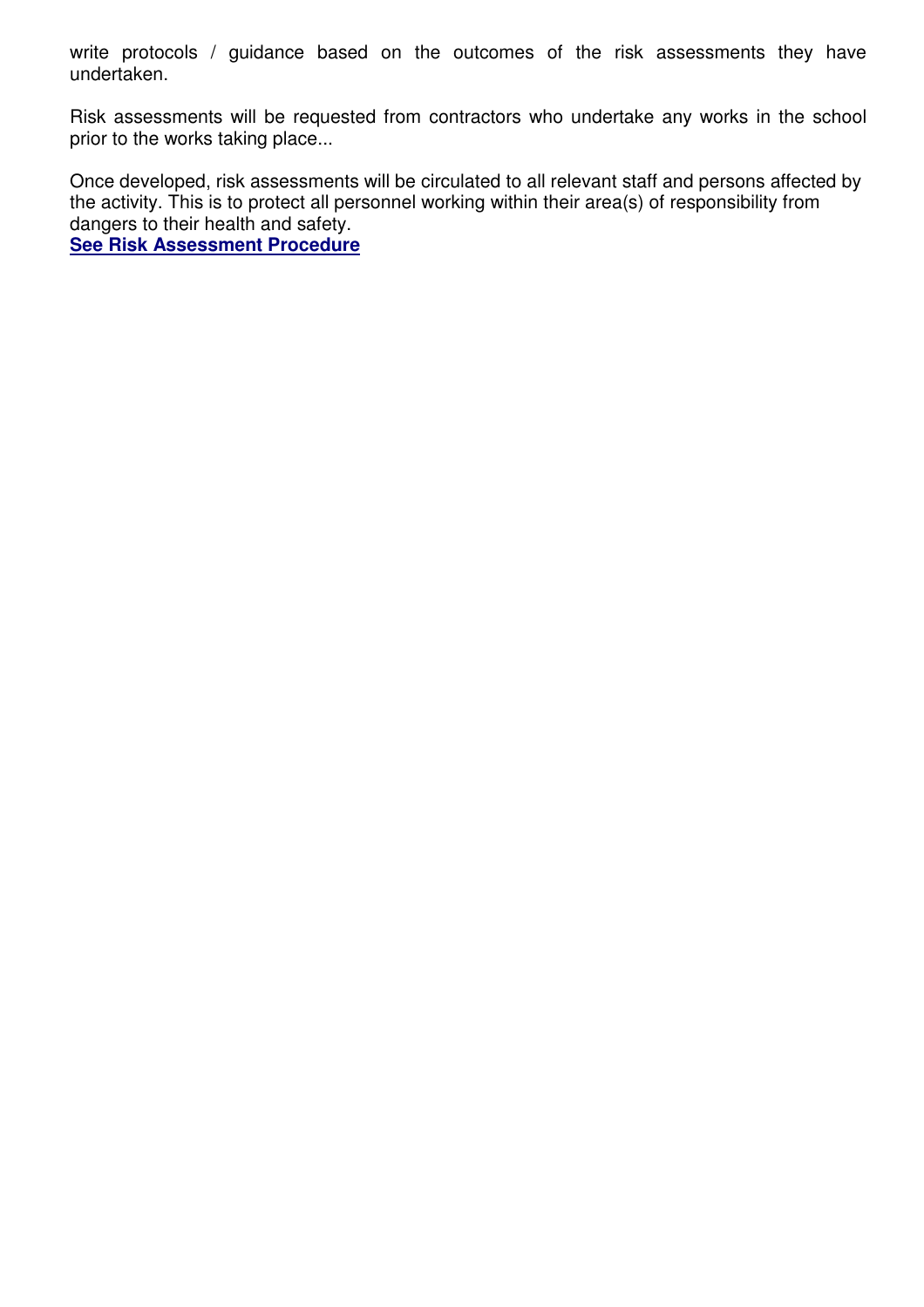write protocols / guidance based on the outcomes of the risk assessments they have undertaken.

Risk assessments will be requested from contractors who undertake any works in the school prior to the works taking place...

Once developed, risk assessments will be circulated to all relevant staff and persons affected by the activity. This is to protect all personnel working within their area(s) of responsibility from dangers to their health and safety.
**See Risk Assessment Procedure**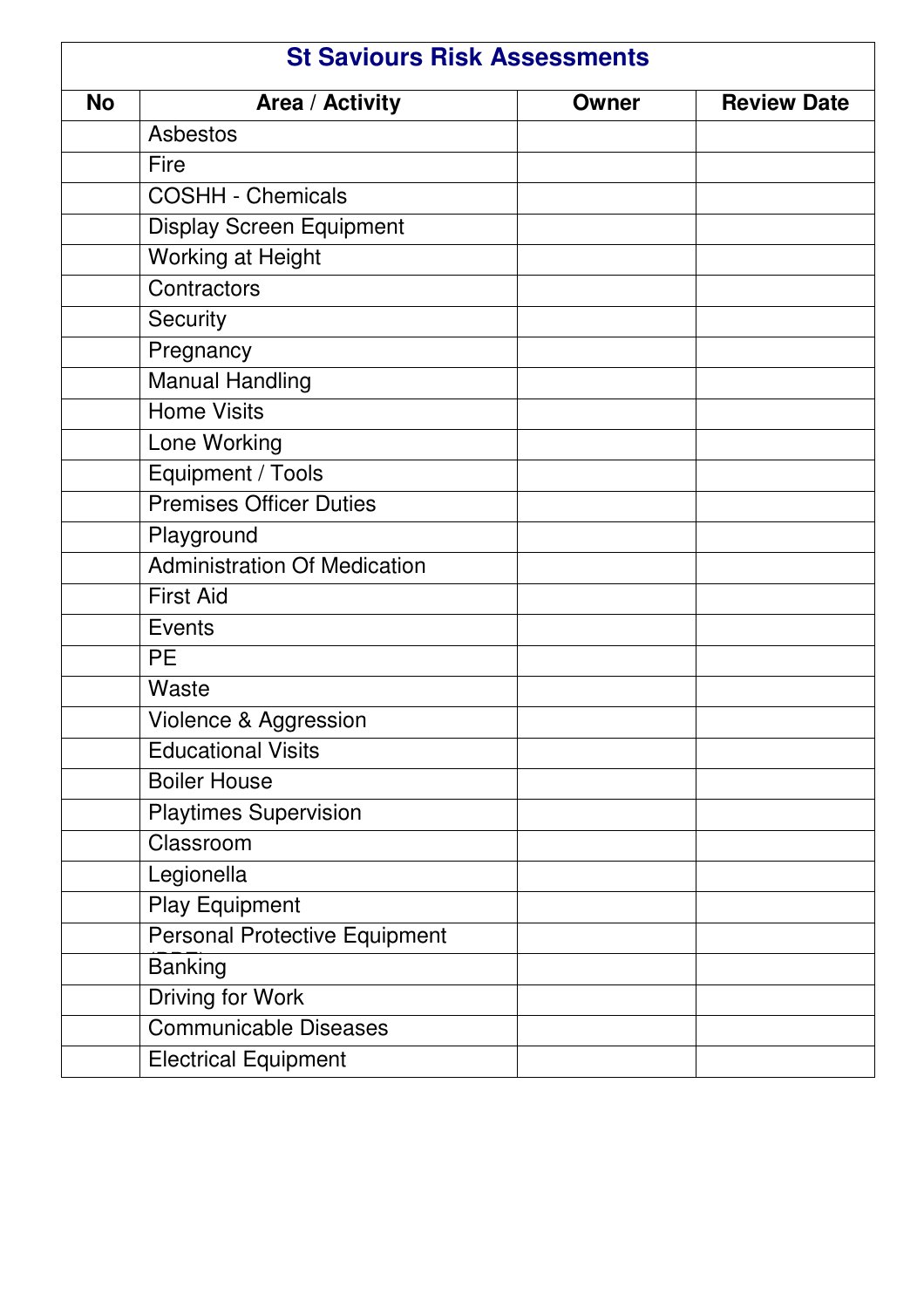| St Saviours Risk Assessments | | | |
|---|---|---|---|
| **No** | **Area / Activity** | **Owner** | **Review Date** |
| | Asbestos | | |
| | Fire | | |
| | COSHH - Chemicals | | |
| | Display Screen Equipment | | |
| | Working at Height | | |
| | Contractors | | |
| | Security | | |
| | Pregnancy | | |
| | Manual Handling | | |
| | Home Visits | | |
| | Lone Working | | |
| | Equipment / Tools | | |
| | Premises Officer Duties | | |
| | Playground | | |
| | Administration Of Medication | | |
| | First Aid | | |
| | Events | | |
| | PE | | |
| | Waste | | |
| | Violence & Aggression | | |
| | Educational Visits | | |
| | Boiler House | | |
| | Playtimes Supervision | | |
| | Classroom | | |
| | Legionella | | |
| | Play Equipment | | |
| | Personal Protective Equipment (PPE) | | |
| | Banking | | |
| | Driving for Work | | |
| | Communicable Diseases | | |
| | Electrical Equipment | | |